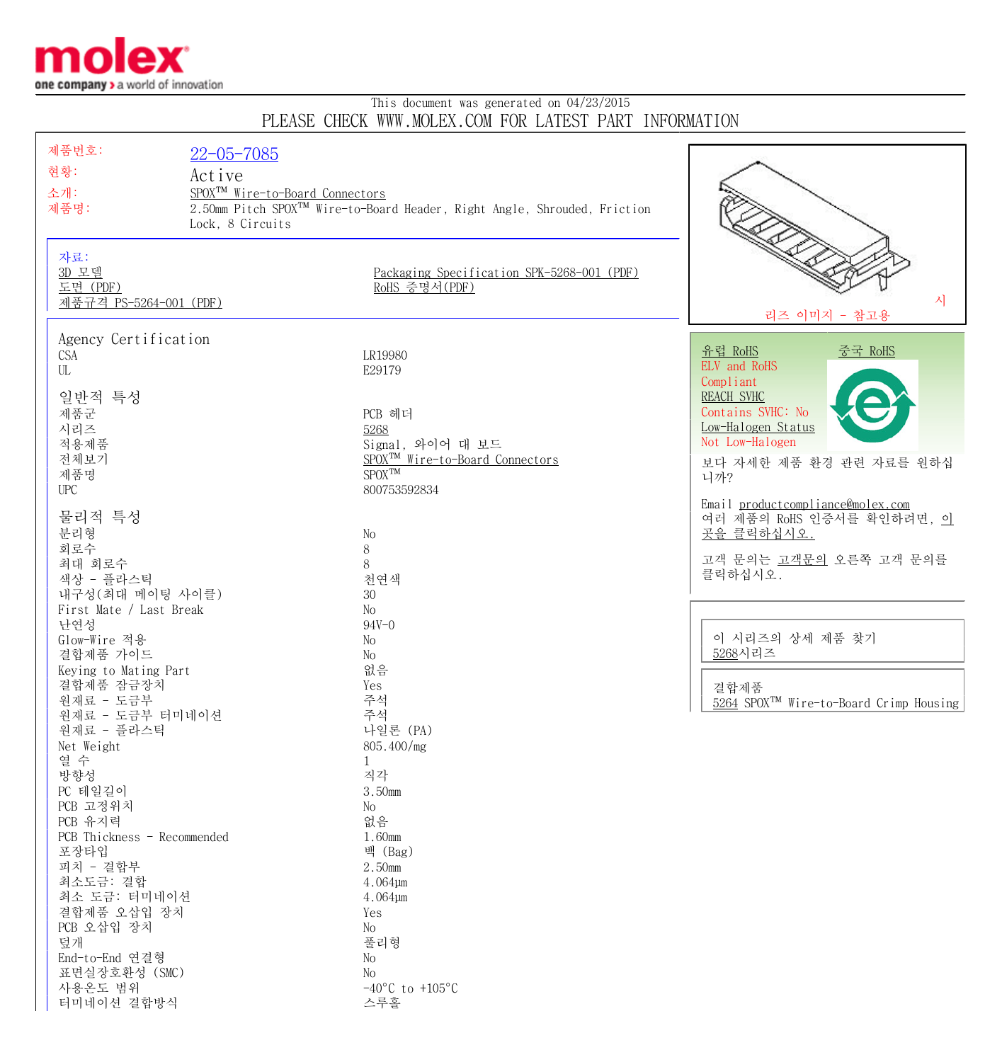molex

one company > a world of innovation

This document was generated on 04/23/2015

PLEASE CHECK WWW.MOLEX.COM FOR LATEST PART INFORMATION

| | |
|---|---|
| 제품번호: | 22-05-7085 |
| 현황: | Active |
| 소개: | SPOX™ Wire-to-Board Connectors |
| 제품명: | 2.50mm Pitch SPOX™ Wire-to-Board Header, Right Angle, Shrouded, Friction Lock, 8 Circuits |

시리즈 이미지 - 참고용

자료:

- 3D 모델
- 도면 (PDF)
- 제품규격 PS-5264-001 (PDF)
- Packaging Specification SPK-5268-001 (PDF)
- RoHS 증명서(PDF)

유럽 RoHS　　중국 RoHS

ELV and RoHS Compliant

REACH SVHC

Contains SVHC: No

Low-Halogen Status

Not Low-Halogen

보다 자세한 제품 환경 관련 자료를 원하십니까?

Email productcompliance@molex.com

여러 제품의 RoHS 인증서를 확인하려면, 이곳을 클릭하십시오.

고객 문의는 고객문의 오른쪽 고객 문의를 클릭하십시오.

이 시리즈의 상세 제품 찾기

5268시리즈

결합제품

5264 SPOX™ Wire-to-Board Crimp Housing

## Agency Certification

| | |
|---|---|
| CSA | LR19980 |
| UL | E29179 |

## 일반적 특성

| | |
|---|---|
| 제품군 | PCB 헤더 |
| 시리즈 | 5268 |
| 적용제품 | Signal, 와이어 대 보드 |
| 전체보기 | SPOX™ Wire-to-Board Connectors |
| 제품명 | SPOX™ |
| UPC | 800753592834 |

## 물리적 특성

| | |
|---|---|
| 분리형 | No |
| 회로수 | 8 |
| 최대 회로수 | 8 |
| 색상 - 플라스틱 | 천연색 |
| 내구성(최대 메이팅 사이클) | 30 |
| First Mate / Last Break | No |
| 난연성 | 94V-0 |
| Glow-Wire 적용 | No |
| 결합제품 가이드 | No |
| Keying to Mating Part | 없음 |
| 결합제품 잠금장치 | Yes |
| 원재료 - 도금부 | 주석 |
| 원재료 - 도금부 터미네이션 | 주석 |
| 원재료 - 플라스틱 | 나일론 (PA) |
| Net Weight | 805.400/mg |
| 열 수 | 1 |
| 방향성 | 직각 |
| PC 테일길이 | 3.50mm |
| PCB 고정위치 | No |
| PCB 유지력 | 없음 |
| PCB Thickness - Recommended | 1.60mm |
| 포장타입 | 백 (Bag) |
| 피치 - 결합부 | 2.50mm |
| 최소도금: 결합 | 4.064µm |
| 최소 도금: 터미네이션 | 4.064µm |
| 결합제품 오삽입 장치 | Yes |
| PCB 오삽입 장치 | No |
| 덮개 | 풀리형 |
| End-to-End 연결형 | No |
| 표면실장호환성 (SMC) | No |
| 사용온도 범위 | -40°C to +105°C |
| 터미네이션 결합방식 | 스루홀 |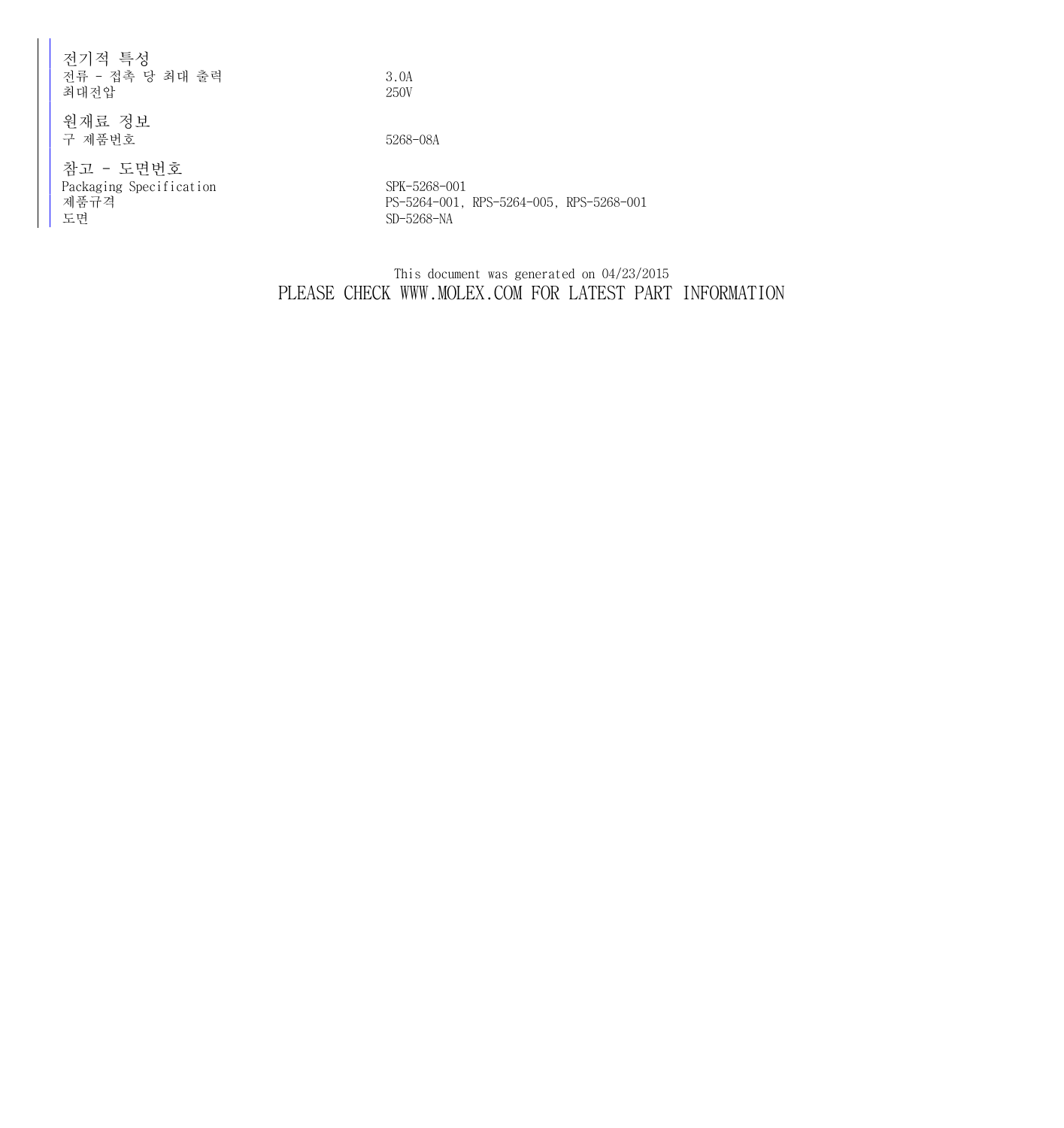## 전기적 특성

| | |
|---|---|
| 전류 - 접촉 당 최대 출력 | 3.0A |
| 최대전압 | 250V |

## 원재료 정보

| | |
|---|---|
| 구 제품번호 | 5268-08A |

## 참고 - 도면번호

| | |
|---|---|
| Packaging Specification | SPK-5268-001 |
| 제품규격 | PS-5264-001, RPS-5264-005, RPS-5268-001 |
| 도면 | SD-5268-NA |

This document was generated on 04/23/2015

PLEASE CHECK WWW.MOLEX.COM FOR LATEST PART INFORMATION